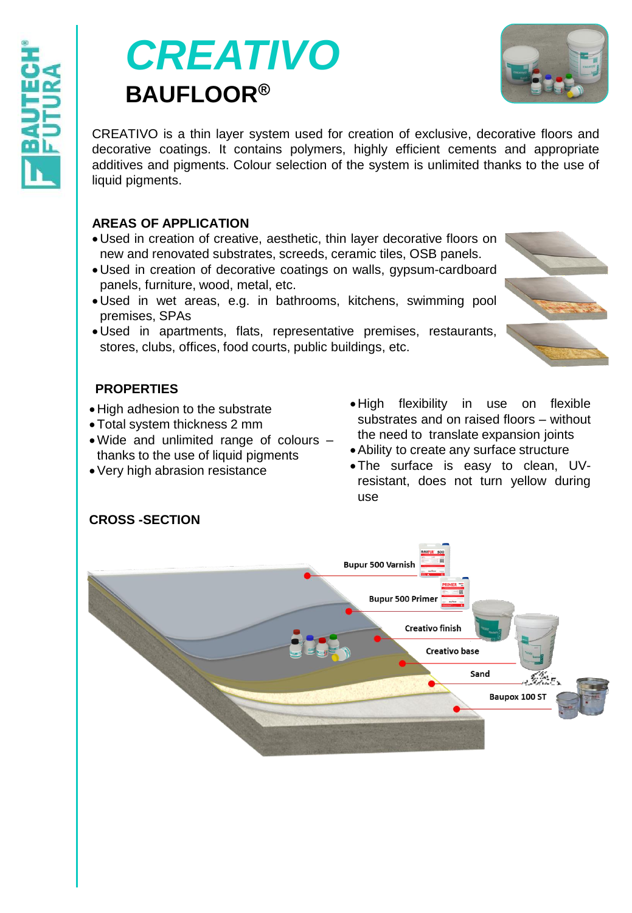# CREATIVO

## BAUFLOOR®

CREATIVO is a thin layer system used for creation of exclusive, decorative floors and decorative coatings. It contains polymers, highly efficient cements and appropriate additives and pigments. Colour selection of the system is unlimited thanks to the use of liquid pigments.

### AREAS OF APPLICATION

- Used in creation of creative, aesthetic, thin layer decorative floors on new and renovated substrates, screeds, ceramic tiles, OSB panels.
- Used in creation of decorative coatings on walls, gypsum-cardboard panels, furniture, wood, metal, etc.
- Used in wet areas, e.g. in bathrooms, kitchens, swimming pool premises, SPAs
- Used in apartments, flats, representative premises, restaurants, stores, clubs, offices, food courts, public buildings, etc.

### PROPERTIES

- High adhesion to the substrate
- Total system thickness 2 mm
- Wide and unlimited range of colours – thanks to the use of liquid pigments
- Very high abrasion resistance
- High flexibility in use on flexible substrates and on raised floors – without the need to translate expansion joints
- Ability to create any surface structure
- The surface is easy to clean, UV-resistant, does not turn yellow during use

### CROSS -SECTION

Bupur 500 Varnish

Bupur 500 Primer

Creativo finish

Creativo base

Sand

Baupox 100 ST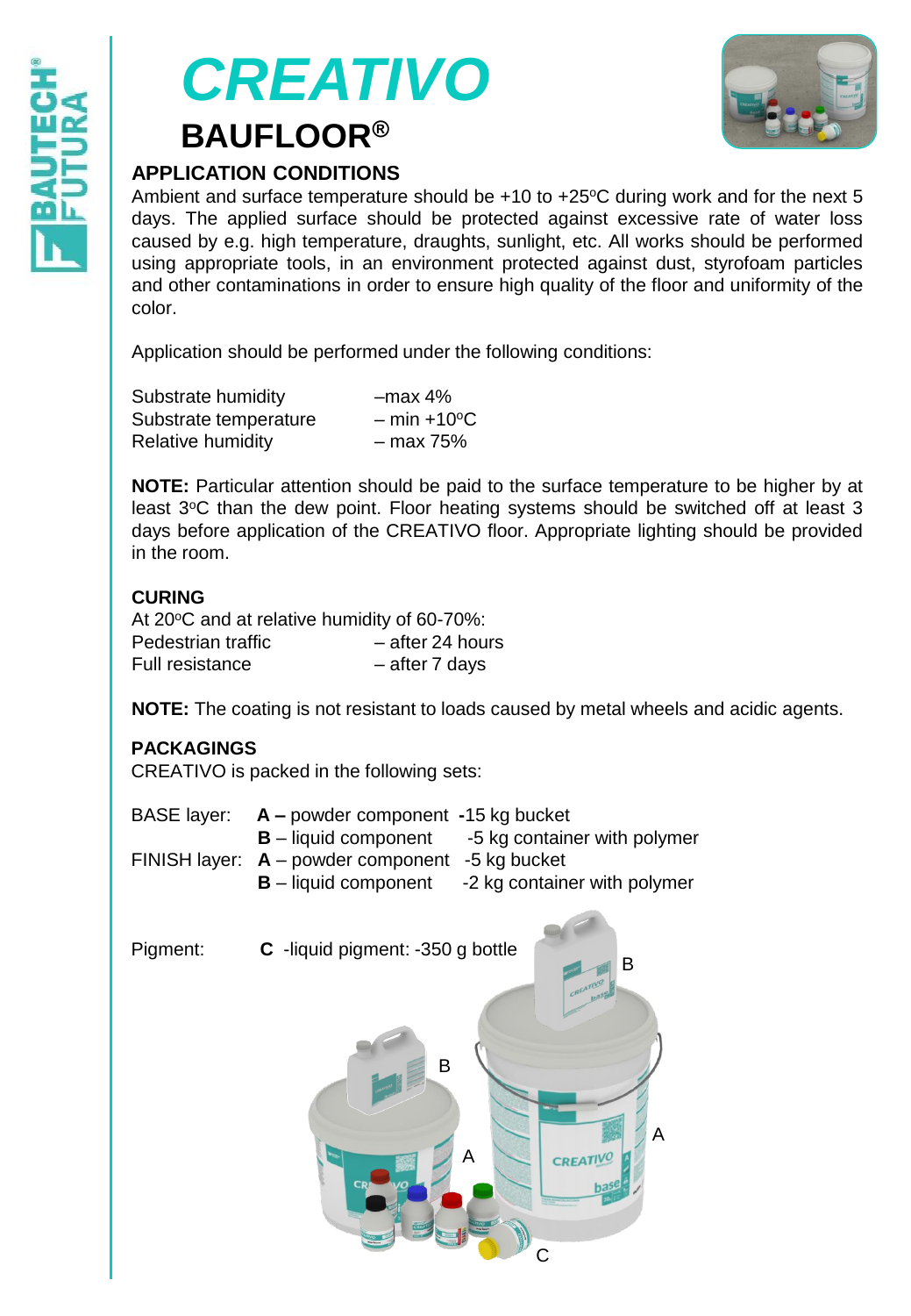# CREATIVO

## BAUFLOOR®

### APPLICATION CONDITIONS

Ambient and surface temperature should be +10 to +25°C during work and for the next 5 days. The applied surface should be protected against excessive rate of water loss caused by e.g. high temperature, draughts, sunlight, etc. All works should be performed using appropriate tools, in an environment protected against dust, styrofoam particles and other contaminations in order to ensure high quality of the floor and uniformity of the color.

Application should be performed under the following conditions:

| | |
|---|---|
| Substrate humidity | –max 4% |
| Substrate temperature | – min +10°C |
| Relative humidity | – max 75% |

**NOTE:** Particular attention should be paid to the surface temperature to be higher by at least 3°C than the dew point. Floor heating systems should be switched off at least 3 days before application of the CREATIVO floor. Appropriate lighting should be provided in the room.

### CURING

At 20°C and at relative humidity of 60-70%:

| | |
|---|---|
| Pedestrian traffic | – after 24 hours |
| Full resistance | – after 7 days |

**NOTE:** The coating is not resistant to loads caused by metal wheels and acidic agents.

### PACKAGINGS

CREATIVO is packed in the following sets:

| | | |
|---|---|---|
| BASE layer: | **A –** powder component | **-**15 kg bucket |
| | **B** – liquid component | -5 kg container with polymer |
| FINISH layer: | **A** – powder component | -5 kg bucket |
| | **B** – liquid component | -2 kg container with polymer |

Pigment: **C** -liquid pigment: -350 g bottle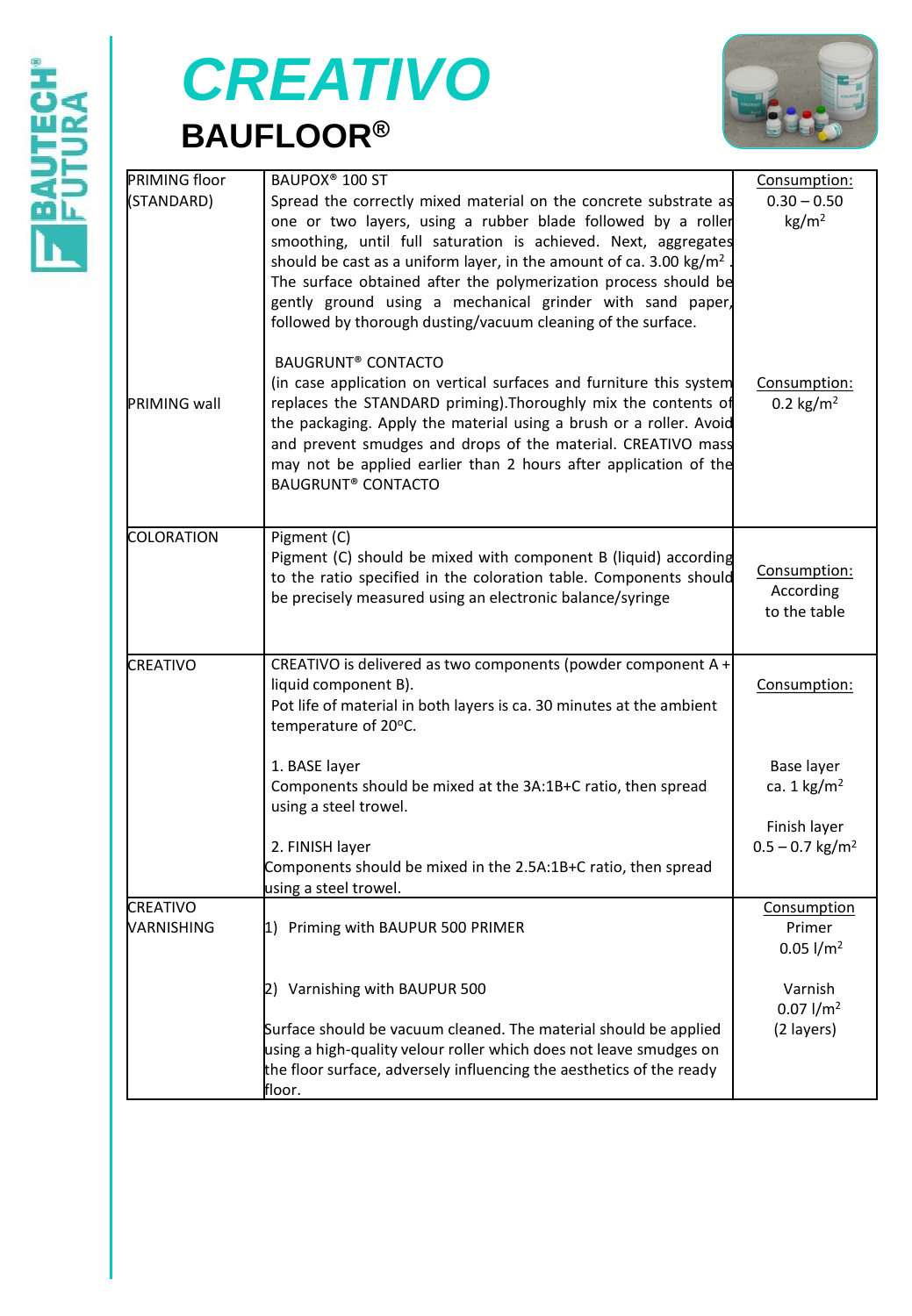# CREATIVO

## BAUFLOOR®

| | | |
|---|---|---|
| PRIMING floor (STANDARD)<br><br>PRIMING wall | BAUPOX® 100 ST<br>Spread the correctly mixed material on the concrete substrate as one or two layers, using a rubber blade followed by a roller smoothing, until full saturation is achieved. Next, aggregates should be cast as a uniform layer, in the amount of ca. 3.00 kg/m². The surface obtained after the polymerization process should be gently ground using a mechanical grinder with sand paper, followed by thorough dusting/vacuum cleaning of the surface.<br><br>BAUGRUNT® CONTACTO<br>(in case application on vertical surfaces and furniture this system replaces the STANDARD priming).Thoroughly mix the contents of the packaging. Apply the material using a brush or a roller. Avoid and prevent smudges and drops of the material. CREATIVO mass may not be applied earlier than 2 hours after application of the BAUGRUNT® CONTACTO | Consumption:<br>0.30 – 0.50 kg/m²<br><br>Consumption:<br>0.2 kg/m² |
| COLORATION | Pigment (C)<br>Pigment (C) should be mixed with component B (liquid) according to the ratio specified in the coloration table. Components should be precisely measured using an electronic balance/syringe | Consumption:<br>According to the table |
| CREATIVO | CREATIVO is delivered as two components (powder component A + liquid component B).<br>Pot life of material in both layers is ca. 30 minutes at the ambient temperature of 20°C.<br><br>1. BASE layer<br>Components should be mixed at the 3A:1B+C ratio, then spread using a steel trowel.<br><br>2. FINISH layer<br>Components should be mixed in the 2.5A:1B+C ratio, then spread using a steel trowel. | Consumption:<br><br>Base layer<br>ca. 1 kg/m²<br><br>Finish layer<br>0.5 – 0.7 kg/m² |
| CREATIVO VARNISHING | 1) Priming with BAUPUR 500 PRIMER<br><br>2) Varnishing with BAUPUR 500<br><br>Surface should be vacuum cleaned. The material should be applied using a high-quality velour roller which does not leave smudges on the floor surface, adversely influencing the aesthetics of the ready floor. | Consumption<br>Primer<br>0.05 l/m²<br><br>Varnish<br>0.07 l/m²<br>(2 layers) |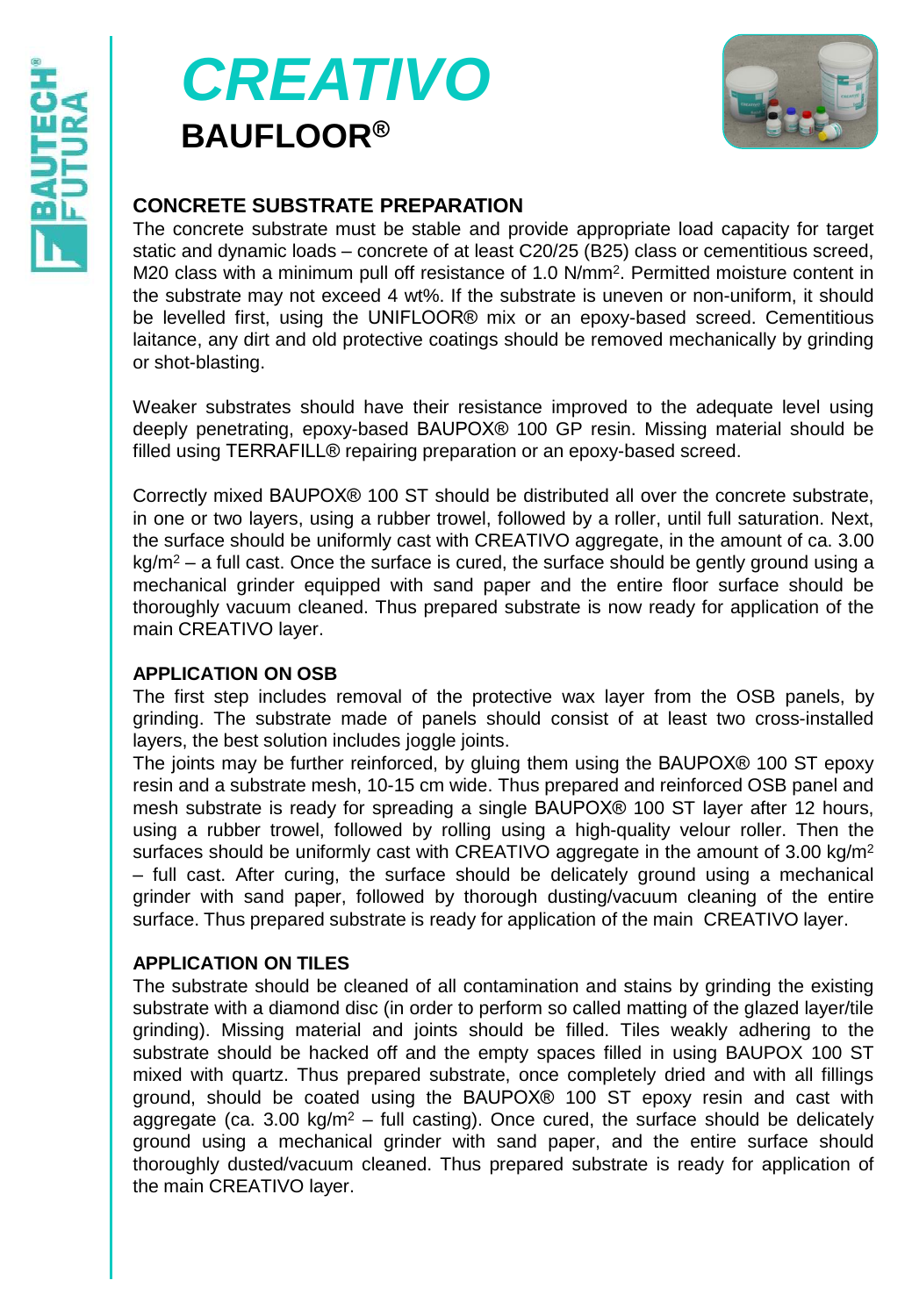# CREATIVO

## BAUFLOOR®

### CONCRETE SUBSTRATE PREPARATION

The concrete substrate must be stable and provide appropriate load capacity for target static and dynamic loads – concrete of at least C20/25 (B25) class or cementitious screed, M20 class with a minimum pull off resistance of 1.0 N/mm$^2$. Permitted moisture content in the substrate may not exceed 4 wt%. If the substrate is uneven or non-uniform, it should be levelled first, using the UNIFLOOR® mix or an epoxy-based screed. Cementitious laitance, any dirt and old protective coatings should be removed mechanically by grinding or shot-blasting.

Weaker substrates should have their resistance improved to the adequate level using deeply penetrating, epoxy-based BAUPOX® 100 GP resin. Missing material should be filled using TERRAFILL® repairing preparation or an epoxy-based screed.

Correctly mixed BAUPOX® 100 ST should be distributed all over the concrete substrate, in one or two layers, using a rubber trowel, followed by a roller, until full saturation. Next, the surface should be uniformly cast with CREATIVO aggregate, in the amount of ca. 3.00 kg/m$^2$ – a full cast. Once the surface is cured, the surface should be gently ground using a mechanical grinder equipped with sand paper and the entire floor surface should be thoroughly vacuum cleaned. Thus prepared substrate is now ready for application of the main CREATIVO layer.

### APPLICATION ON OSB

The first step includes removal of the protective wax layer from the OSB panels, by grinding. The substrate made of panels should consist of at least two cross-installed layers, the best solution includes joggle joints.
The joints may be further reinforced, by gluing them using the BAUPOX® 100 ST epoxy resin and a substrate mesh, 10-15 cm wide. Thus prepared and reinforced OSB panel and mesh substrate is ready for spreading a single BAUPOX® 100 ST layer after 12 hours, using a rubber trowel, followed by rolling using a high-quality velour roller. Then the surfaces should be uniformly cast with CREATIVO aggregate in the amount of 3.00 kg/m$^2$ – full cast. After curing, the surface should be delicately ground using a mechanical grinder with sand paper, followed by thorough dusting/vacuum cleaning of the entire surface. Thus prepared substrate is ready for application of the main CREATIVO layer.

### APPLICATION ON TILES

The substrate should be cleaned of all contamination and stains by grinding the existing substrate with a diamond disc (in order to perform so called matting of the glazed layer/tile grinding). Missing material and joints should be filled. Tiles weakly adhering to the substrate should be hacked off and the empty spaces filled in using BAUPOX 100 ST mixed with quartz. Thus prepared substrate, once completely dried and with all fillings ground, should be coated using the BAUPOX® 100 ST epoxy resin and cast with aggregate (ca. 3.00 kg/m$^2$ – full casting). Once cured, the surface should be delicately ground using a mechanical grinder with sand paper, and the entire surface should thoroughly dusted/vacuum cleaned. Thus prepared substrate is ready for application of the main CREATIVO layer.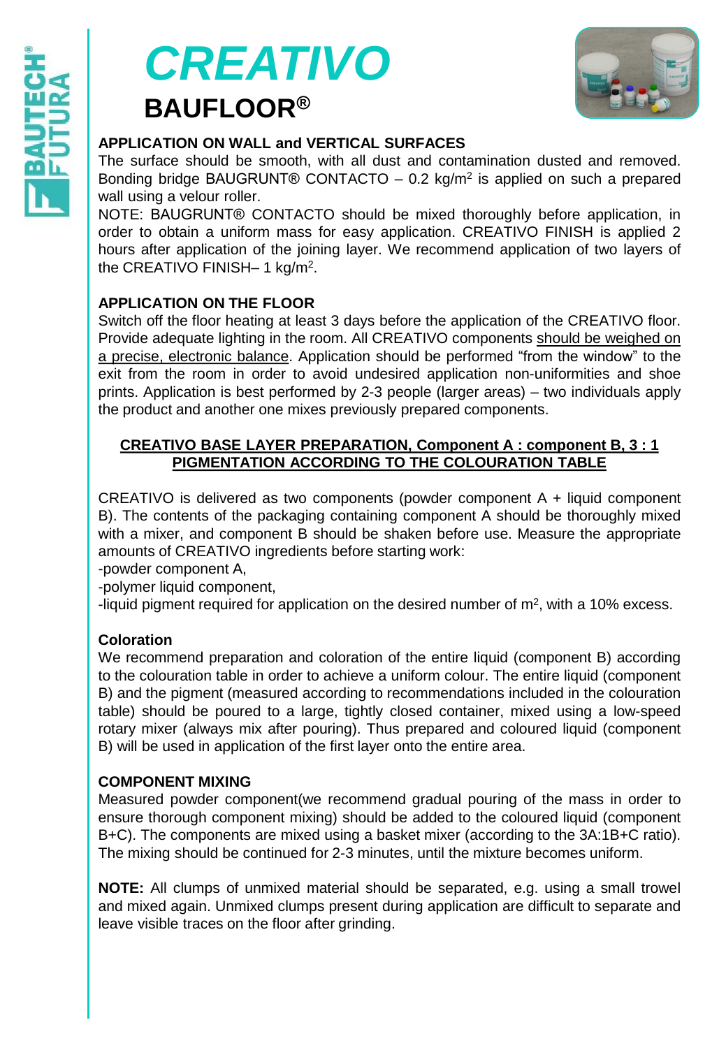# CREATIVO

## BAUFLOOR®

### APPLICATION ON WALL and VERTICAL SURFACES

The surface should be smooth, with all dust and contamination dusted and removed. Bonding bridge BAUGRUNT® CONTACTO – 0.2 kg/m$^2$ is applied on such a prepared wall using a velour roller.

NOTE: BAUGRUNT® CONTACTO should be mixed thoroughly before application, in order to obtain a uniform mass for easy application. CREATIVO FINISH is applied 2 hours after application of the joining layer. We recommend application of two layers of the CREATIVO FINISH– 1 kg/m$^2$.

### APPLICATION ON THE FLOOR

Switch off the floor heating at least 3 days before the application of the CREATIVO floor. Provide adequate lighting in the room. All CREATIVO components should be weighed on a precise, electronic balance. Application should be performed "from the window" to the exit from the room in order to avoid undesired application non-uniformities and shoe prints. Application is best performed by 2-3 people (larger areas) – two individuals apply the product and another one mixes previously prepared components.

### CREATIVO BASE LAYER PREPARATION, Component A : component B, 3 : 1
### PIGMENTATION ACCORDING TO THE COLOURATION TABLE

CREATIVO is delivered as two components (powder component A + liquid component B). The contents of the packaging containing component A should be thoroughly mixed with a mixer, and component B should be shaken before use. Measure the appropriate amounts of CREATIVO ingredients before starting work:

-powder component A,
-polymer liquid component,
-liquid pigment required for application on the desired number of m$^2$, with a 10% excess.

### Coloration

We recommend preparation and coloration of the entire liquid (component B) according to the colouration table in order to achieve a uniform colour. The entire liquid (component B) and the pigment (measured according to recommendations included in the colouration table) should be poured to a large, tightly closed container, mixed using a low-speed rotary mixer (always mix after pouring). Thus prepared and coloured liquid (component B) will be used in application of the first layer onto the entire area.

### COMPONENT MIXING

Measured powder component(we recommend gradual pouring of the mass in order to ensure thorough component mixing) should be added to the coloured liquid (component B+C). The components are mixed using a basket mixer (according to the 3A:1B+C ratio). The mixing should be continued for 2-3 minutes, until the mixture becomes uniform.

**NOTE:** All clumps of unmixed material should be separated, e.g. using a small trowel and mixed again. Unmixed clumps present during application are difficult to separate and leave visible traces on the floor after grinding.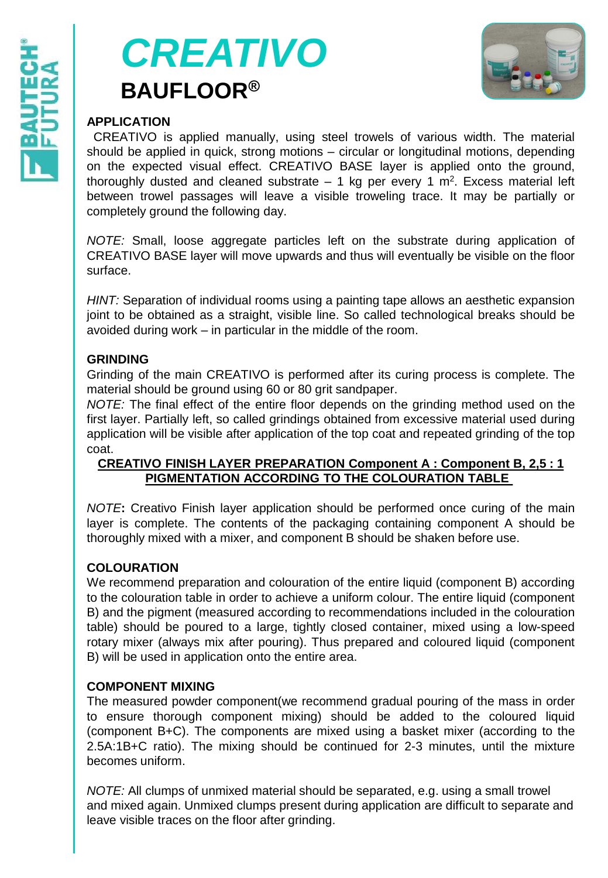# CREATIVO
## BAUFLOOR®

### APPLICATION

CREATIVO is applied manually, using steel trowels of various width. The material should be applied in quick, strong motions – circular or longitudinal motions, depending on the expected visual effect. CREATIVO BASE layer is applied onto the ground, thoroughly dusted and cleaned substrate – 1 kg per every 1 m$^2$. Excess material left between trowel passages will leave a visible troweling trace. It may be partially or completely ground the following day.

*NOTE:* Small, loose aggregate particles left on the substrate during application of CREATIVO BASE layer will move upwards and thus will eventually be visible on the floor surface.

*HINT:* Separation of individual rooms using a painting tape allows an aesthetic expansion joint to be obtained as a straight, visible line. So called technological breaks should be avoided during work – in particular in the middle of the room.

### GRINDING

Grinding of the main CREATIVO is performed after its curing process is complete. The material should be ground using 60 or 80 grit sandpaper.

*NOTE:* The final effect of the entire floor depends on the grinding method used on the first layer. Partially left, so called grindings obtained from excessive material used during application will be visible after application of the top coat and repeated grinding of the top coat.

**CREATIVO FINISH LAYER PREPARATION Component A : Component B, 2,5 : 1**
**PIGMENTATION ACCORDING TO THE COLOURATION TABLE**

*NOTE*: Creativo Finish layer application should be performed once curing of the main layer is complete. The contents of the packaging containing component A should be thoroughly mixed with a mixer, and component B should be shaken before use.

### COLOURATION

We recommend preparation and colouration of the entire liquid (component B) according to the colouration table in order to achieve a uniform colour. The entire liquid (component B) and the pigment (measured according to recommendations included in the colouration table) should be poured to a large, tightly closed container, mixed using a low-speed rotary mixer (always mix after pouring). Thus prepared and coloured liquid (component B) will be used in application onto the entire area.

### COMPONENT MIXING

The measured powder component(we recommend gradual pouring of the mass in order to ensure thorough component mixing) should be added to the coloured liquid (component B+C). The components are mixed using a basket mixer (according to the 2.5A:1B+C ratio). The mixing should be continued for 2-3 minutes, until the mixture becomes uniform.

*NOTE:* All clumps of unmixed material should be separated, e.g. using a small trowel and mixed again. Unmixed clumps present during application are difficult to separate and leave visible traces on the floor after grinding.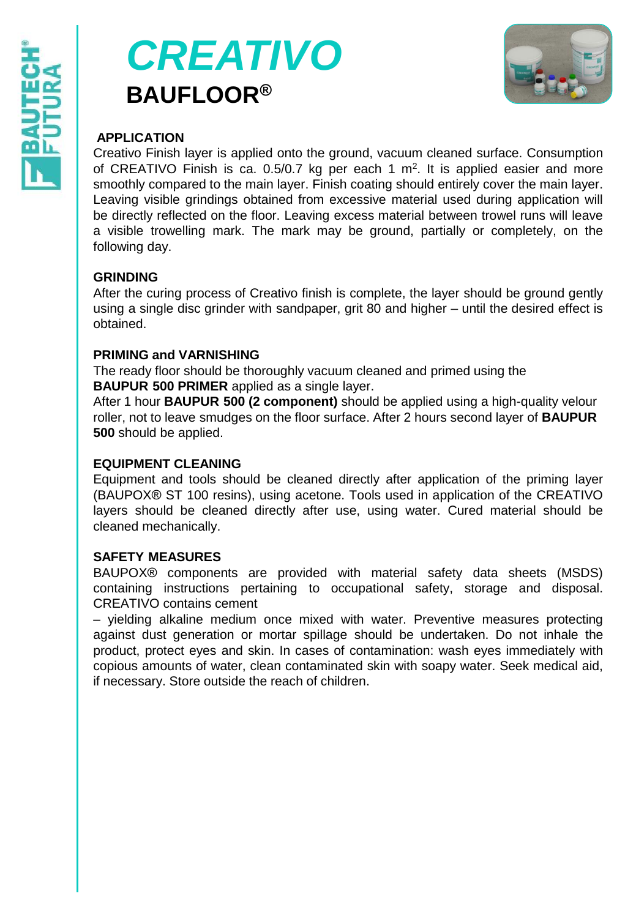# *CREATIVO*

## BAUFLOOR®

### APPLICATION

Creativo Finish layer is applied onto the ground, vacuum cleaned surface. Consumption of CREATIVO Finish is ca. 0.5/0.7 kg per each 1 $m^2$. It is applied easier and more smoothly compared to the main layer. Finish coating should entirely cover the main layer. Leaving visible grindings obtained from excessive material used during application will be directly reflected on the floor. Leaving excess material between trowel runs will leave a visible trowelling mark. The mark may be ground, partially or completely, on the following day.

### GRINDING

After the curing process of Creativo finish is complete, the layer should be ground gently using a single disc grinder with sandpaper, grit 80 and higher – until the desired effect is obtained.

### PRIMING and VARNISHING

The ready floor should be thoroughly vacuum cleaned and primed using the **BAUPUR 500 PRIMER** applied as a single layer.

After 1 hour **BAUPUR 500 (2 component)** should be applied using a high-quality velour roller, not to leave smudges on the floor surface. After 2 hours second layer of **BAUPUR 500** should be applied.

### EQUIPMENT CLEANING

Equipment and tools should be cleaned directly after application of the priming layer (BAUPOX® ST 100 resins), using acetone. Tools used in application of the CREATIVO layers should be cleaned directly after use, using water. Cured material should be cleaned mechanically.

### SAFETY MEASURES

BAUPOX® components are provided with material safety data sheets (MSDS) containing instructions pertaining to occupational safety, storage and disposal. CREATIVO contains cement

– yielding alkaline medium once mixed with water. Preventive measures protecting against dust generation or mortar spillage should be undertaken. Do not inhale the product, protect eyes and skin. In cases of contamination: wash eyes immediately with copious amounts of water, clean contaminated skin with soapy water. Seek medical aid, if necessary. Store outside the reach of children.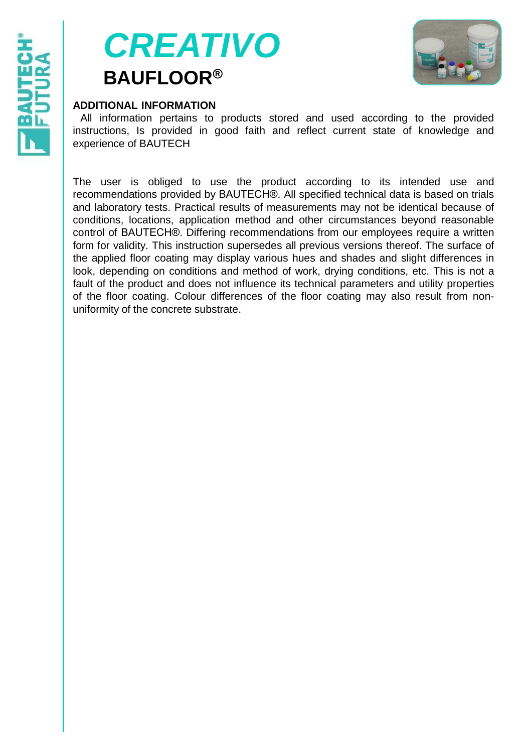# CREATIVO

## BAUFLOOR®

### ADDITIONAL INFORMATION

All information pertains to products stored and used according to the provided instructions, Is provided in good faith and reflect current state of knowledge and experience of BAUTECH

The user is obliged to use the product according to its intended use and recommendations provided by BAUTECH®. All specified technical data is based on trials and laboratory tests. Practical results of measurements may not be identical because of conditions, locations, application method and other circumstances beyond reasonable control of BAUTECH®. Differing recommendations from our employees require a written form for validity. This instruction supersedes all previous versions thereof. The surface of the applied floor coating may display various hues and shades and slight differences in look, depending on conditions and method of work, drying conditions, etc. This is not a fault of the product and does not influence its technical parameters and utility properties of the floor coating. Colour differences of the floor coating may also result from non-uniformity of the concrete substrate.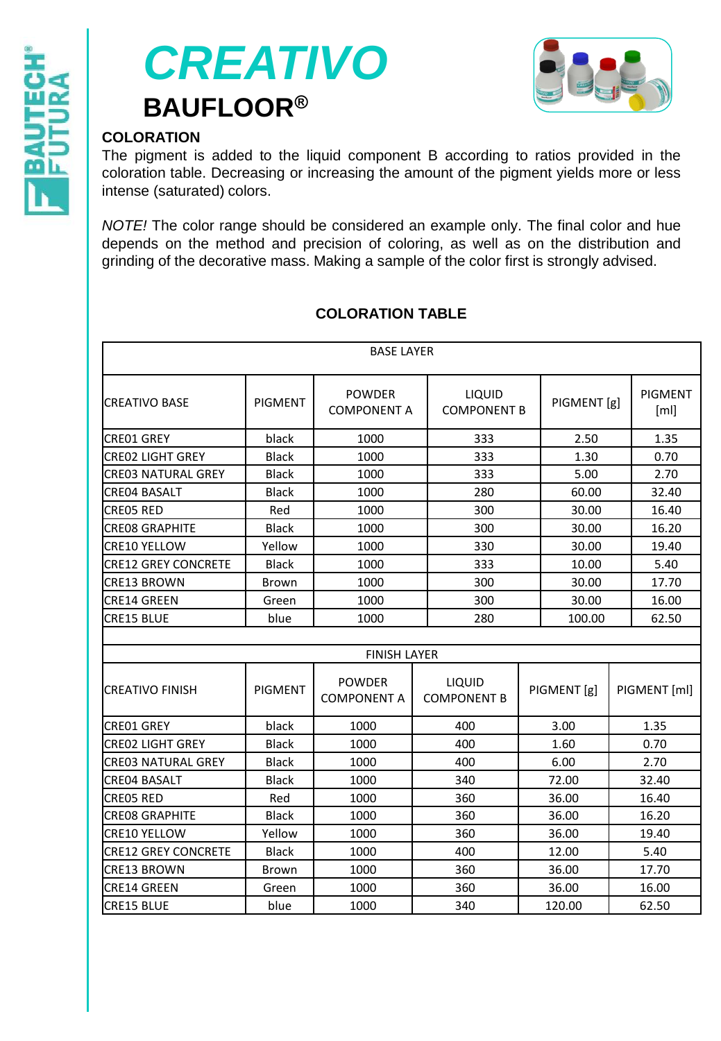# CREATIVO

## BAUFLOOR®

### COLORATION

The pigment is added to the liquid component B according to ratios provided in the coloration table. Decreasing or increasing the amount of the pigment yields more or less intense (saturated) colors.

*NOTE!* The color range should be considered an example only. The final color and hue depends on the method and precision of coloring, as well as on the distribution and grinding of the decorative mass. Making a sample of the color first is strongly advised.

### COLORATION TABLE

| BASE LAYER | | | | | |
|---|---|---|---|---|---|
| CREATIVO BASE | PIGMENT | POWDER COMPONENT A | LIQUID COMPONENT B | PIGMENT [g] | PIGMENT [ml] |
| CRE01 GREY | black | 1000 | 333 | 2.50 | 1.35 |
| CRE02 LIGHT GREY | Black | 1000 | 333 | 1.30 | 0.70 |
| CRE03 NATURAL GREY | Black | 1000 | 333 | 5.00 | 2.70 |
| CRE04 BASALT | Black | 1000 | 280 | 60.00 | 32.40 |
| CRE05 RED | Red | 1000 | 300 | 30.00 | 16.40 |
| CRE08 GRAPHITE | Black | 1000 | 300 | 30.00 | 16.20 |
| CRE10 YELLOW | Yellow | 1000 | 330 | 30.00 | 19.40 |
| CRE12 GREY CONCRETE | Black | 1000 | 333 | 10.00 | 5.40 |
| CRE13 BROWN | Brown | 1000 | 300 | 30.00 | 17.70 |
| CRE14 GREEN | Green | 1000 | 300 | 30.00 | 16.00 |
| CRE15 BLUE | blue | 1000 | 280 | 100.00 | 62.50 |

| FINISH LAYER | | | | | |
|---|---|---|---|---|---|
| CREATIVO FINISH | PIGMENT | POWDER COMPONENT A | LIQUID COMPONENT B | PIGMENT [g] | PIGMENT [ml] |
| CRE01 GREY | black | 1000 | 400 | 3.00 | 1.35 |
| CRE02 LIGHT GREY | Black | 1000 | 400 | 1.60 | 0.70 |
| CRE03 NATURAL GREY | Black | 1000 | 400 | 6.00 | 2.70 |
| CRE04 BASALT | Black | 1000 | 340 | 72.00 | 32.40 |
| CRE05 RED | Red | 1000 | 360 | 36.00 | 16.40 |
| CRE08 GRAPHITE | Black | 1000 | 360 | 36.00 | 16.20 |
| CRE10 YELLOW | Yellow | 1000 | 360 | 36.00 | 19.40 |
| CRE12 GREY CONCRETE | Black | 1000 | 400 | 12.00 | 5.40 |
| CRE13 BROWN | Brown | 1000 | 360 | 36.00 | 17.70 |
| CRE14 GREEN | Green | 1000 | 360 | 36.00 | 16.00 |
| CRE15 BLUE | blue | 1000 | 340 | 120.00 | 62.50 |